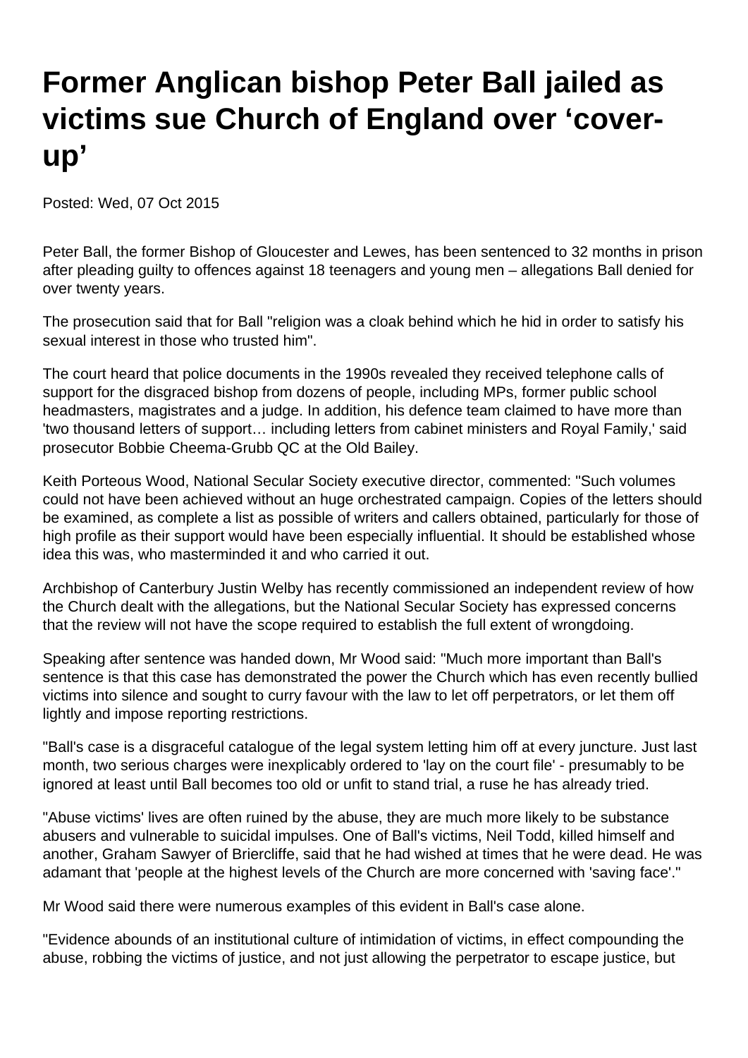# Former Anglican bishop Peter Ball jailed as victims sue Church of England over 'cover-up'

Posted: Wed, 07 Oct 2015

Peter Ball, the former Bishop of Gloucester and Lewes, has been sentenced to 32 months in prison after pleading guilty to offences against 18 teenagers and young men – allegations Ball denied for over twenty years.

The prosecution said that for Ball "religion was a cloak behind which he hid in order to satisfy his sexual interest in those who trusted him".

The court heard that police documents in the 1990s revealed they received telephone calls of support for the disgraced bishop from dozens of people, including MPs, former public school headmasters, magistrates and a judge. In addition, his defence team claimed to have more than 'two thousand letters of support… including letters from cabinet ministers and Royal Family,' said prosecutor Bobbie Cheema-Grubb QC at the Old Bailey.

Keith Porteous Wood, National Secular Society executive director, commented: "Such volumes could not have been achieved without an huge orchestrated campaign. Copies of the letters should be examined, as complete a list as possible of writers and callers obtained, particularly for those of high profile as their support would have been especially influential. It should be established whose idea this was, who masterminded it and who carried it out.

Archbishop of Canterbury Justin Welby has recently commissioned an independent review of how the Church dealt with the allegations, but the National Secular Society has expressed concerns that the review will not have the scope required to establish the full extent of wrongdoing.

Speaking after sentence was handed down, Mr Wood said: "Much more important than Ball's sentence is that this case has demonstrated the power the Church which has even recently bullied victims into silence and sought to curry favour with the law to let off perpetrators, or let them off lightly and impose reporting restrictions.

"Ball's case is a disgraceful catalogue of the legal system letting him off at every juncture. Just last month, two serious charges were inexplicably ordered to 'lay on the court file' - presumably to be ignored at least until Ball becomes too old or unfit to stand trial, a ruse he has already tried.

"Abuse victims' lives are often ruined by the abuse, they are much more likely to be substance abusers and vulnerable to suicidal impulses. One of Ball's victims, Neil Todd, killed himself and another, Graham Sawyer of Briercliffe, said that he had wished at times that he were dead. He was adamant that 'people at the highest levels of the Church are more concerned with 'saving face'."

Mr Wood said there were numerous examples of this evident in Ball's case alone.

"Evidence abounds of an institutional culture of intimidation of victims, in effect compounding the abuse, robbing the victims of justice, and not just allowing the perpetrator to escape justice, but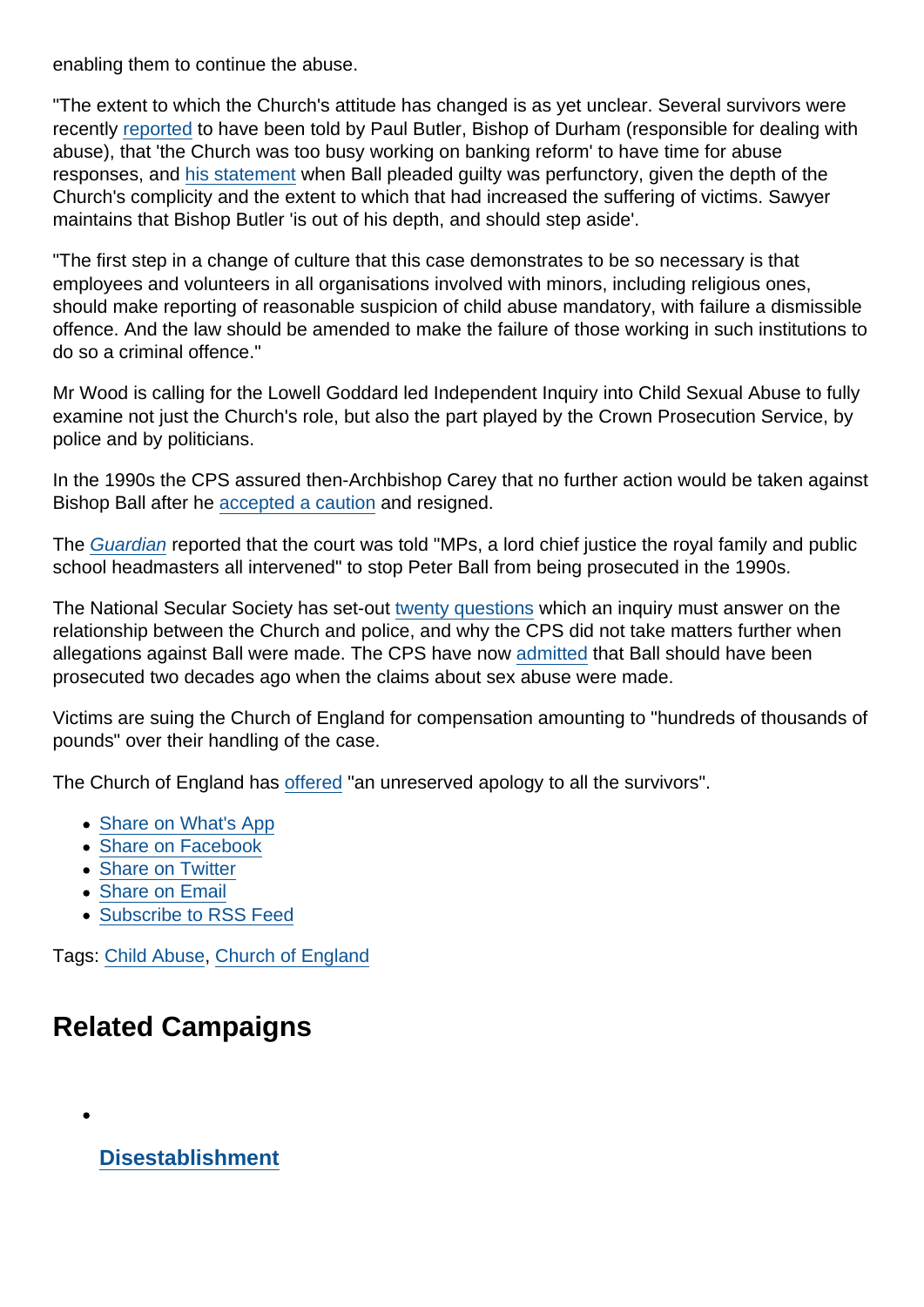enabling them to continue the abuse.

"The extent to which the Church's attitude has changed is as yet unclear. Several survivors were recently reported to have been told by Paul Butler, Bishop of Durham (responsible for dealing with abuse), that 'the Church was too busy working on banking reform' to have time for abuse responses, and his statement when Ball pleaded guilty was perfunctory, given the depth of the Church's complicity and the extent to which that had increased the suffering of victims. Sawyer maintains that Bishop Butler 'is out of his depth, and should step aside'.

"The first step in a change of culture that this case demonstrates to be so necessary is that employees and volunteers in all organisations involved with minors, including religious ones, should make reporting of reasonable suspicion of child abuse mandatory, with failure a dismissible offence. And the law should be amended to make the failure of those working in such institutions to do so a criminal offence."

Mr Wood is calling for the Lowell Goddard led Independent Inquiry into Child Sexual Abuse to fully examine not just the Church's role, but also the part played by the Crown Prosecution Service, by police and by politicians.

In the 1990s the CPS assured then-Archbishop Carey that no further action would be taken against Bishop Ball after he accepted a caution and resigned.

The *Guardian* reported that the court was told "MPs, a lord chief justice the royal family and public school headmasters all intervened" to stop Peter Ball from being prosecuted in the 1990s.

The National Secular Society has set-out twenty questions which an inquiry must answer on the relationship between the Church and police, and why the CPS did not take matters further when allegations against Ball were made. The CPS have now admitted that Ball should have been prosecuted two decades ago when the claims about sex abuse were made.

Victims are suing the Church of England for compensation amounting to "hundreds of thousands of pounds" over their handling of the case.

The Church of England has offered "an unreserved apology to all the survivors".

- Share on What's App
- Share on Facebook
- Share on Twitter
- Share on Email
- Subscribe to RSS Feed

Tags: Child Abuse, Church of England

## Related Campaigns

- **Disestablishment**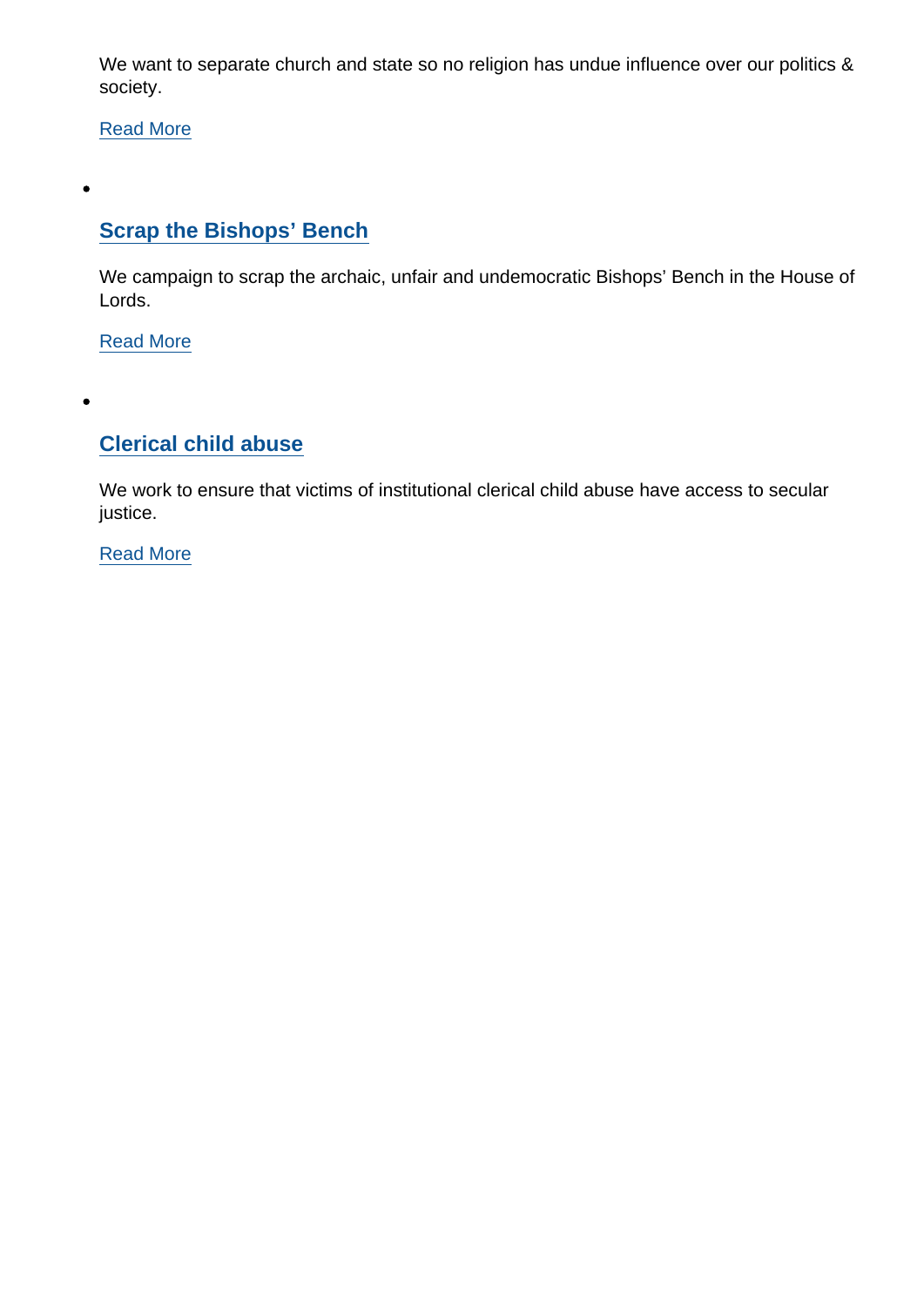We want to separate church and state so no religion has undue influence over our politics & society.

Read More

- ### Scrap the Bishops' Bench

  We campaign to scrap the archaic, unfair and undemocratic Bishops' Bench in the House of Lords.

  Read More

- ### Clerical child abuse

  We work to ensure that victims of institutional clerical child abuse have access to secular justice.

  Read More